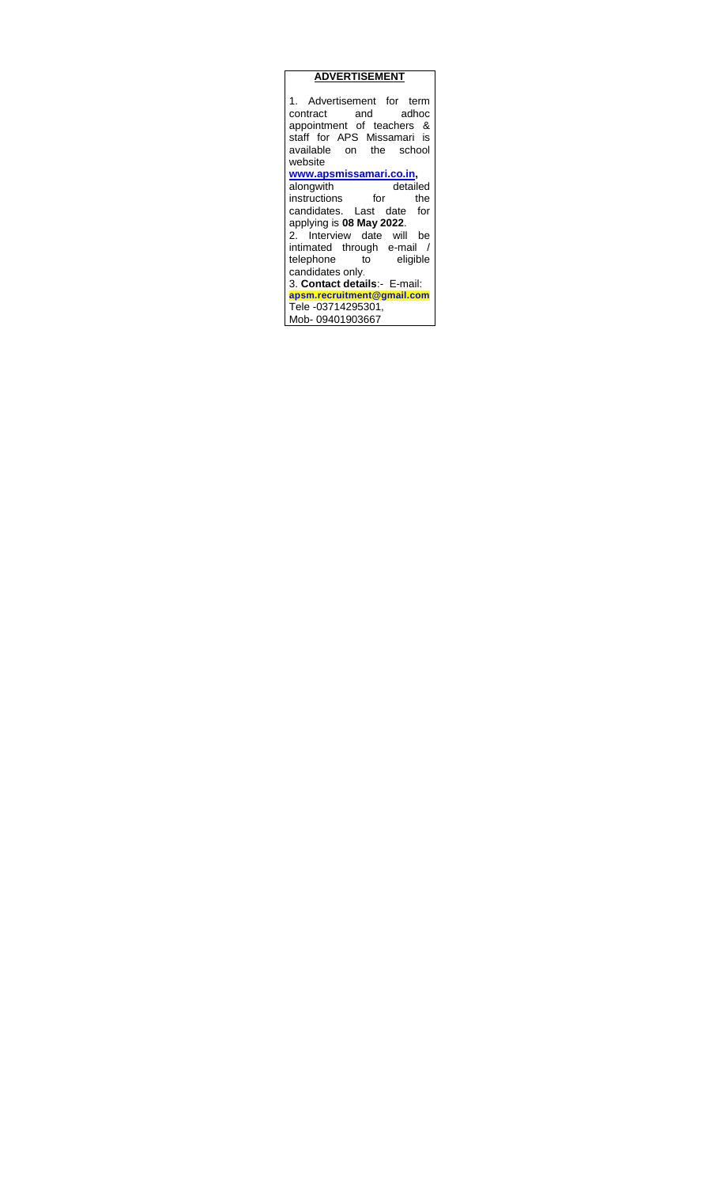# ADVERTISEMENT

1. Advertisement for term contract and adhoc appointment of teachers & staff for APS Missamari is available on the school website **www.apsmissamari.co.in,** alongwith detailed instructions for the candidates. Last date for applying is **08 May 2022**.
2. Interview date will be intimated through e-mail / telephone to eligible candidates only.
3. **Contact details**:- E-mail: **apsm.recruitment@gmail.com** Tele -03714295301, Mob- 09401903667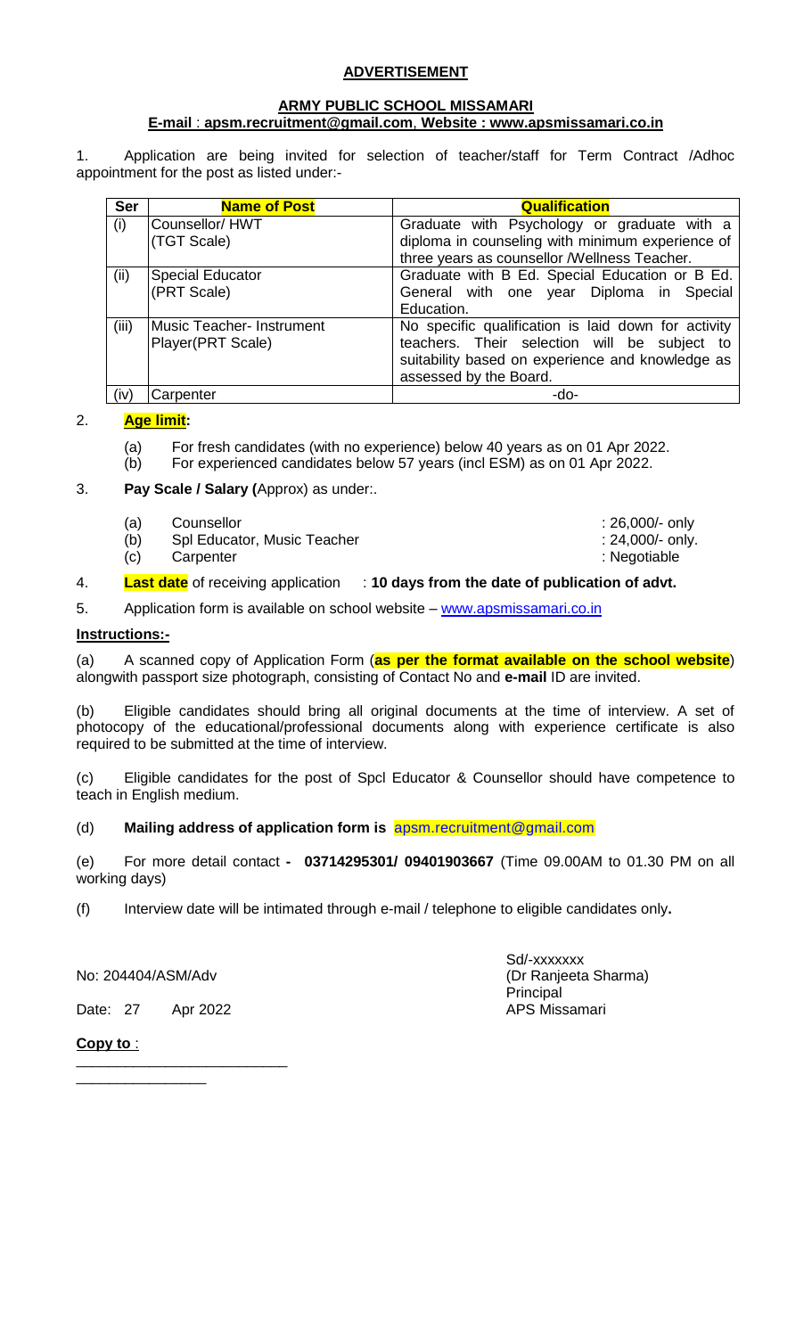# ADVERTISEMENT

## ARMY PUBLIC SCHOOL MISSAMARI

**E-mail : apsm.recruitment@gmail.com, Website : www.apsmissamari.co.in**

1. Application are being invited for selection of teacher/staff for Term Contract /Adhoc appointment for the post as listed under:-

| Ser | Name of Post | Qualification |
|---|---|---|
| (i) | Counsellor/ HWT (TGT Scale) | Graduate with Psychology or graduate with a diploma in counseling with minimum experience of three years as counsellor /Wellness Teacher. |
| (ii) | Special Educator (PRT Scale) | Graduate with B Ed. Special Education or B Ed. General with one year Diploma in Special Education. |
| (iii) | Music Teacher- Instrument Player(PRT Scale) | No specific qualification is laid down for activity teachers. Their selection will be subject to suitability based on experience and knowledge as assessed by the Board. |
| (iv) | Carpenter | -do- |

2. **Age limit:**

(a) For fresh candidates (with no experience) below 40 years as on 01 Apr 2022.

(b) For experienced candidates below 57 years (incl ESM) as on 01 Apr 2022.

3. **Pay Scale / Salary (**Approx) as under:.

(a) Counsellor : 26,000/- only

(b) Spl Educator, Music Teacher : 24,000/- only.

(c) Carpenter : Negotiable

4. **Last date** of receiving application : **10 days from the date of publication of advt.**

5. Application form is available on school website – www.apsmissamari.co.in

**Instructions:-**

(a) A scanned copy of Application Form (**as per the format available on the school website**) alongwith passport size photograph, consisting of Contact No and **e-mail** ID are invited.

(b) Eligible candidates should bring all original documents at the time of interview. A set of photocopy of the educational/professional documents along with experience certificate is also required to be submitted at the time of interview.

(c) Eligible candidates for the post of Spcl Educator & Counsellor should have competence to teach in English medium.

(d) **Mailing address of application form is** apsm.recruitment@gmail.com

(e) For more detail contact **- 03714295301/ 09401903667** (Time 09.00AM to 01.30 PM on all working days)

(f) Interview date will be intimated through e-mail / telephone to eligible candidates only**.**

Sd/-xxxxxxx
(Dr Ranjeeta Sharma)
Principal
APS Missamari

No: 204404/ASM/Adv

Date: 27 Apr 2022

**Copy to** :